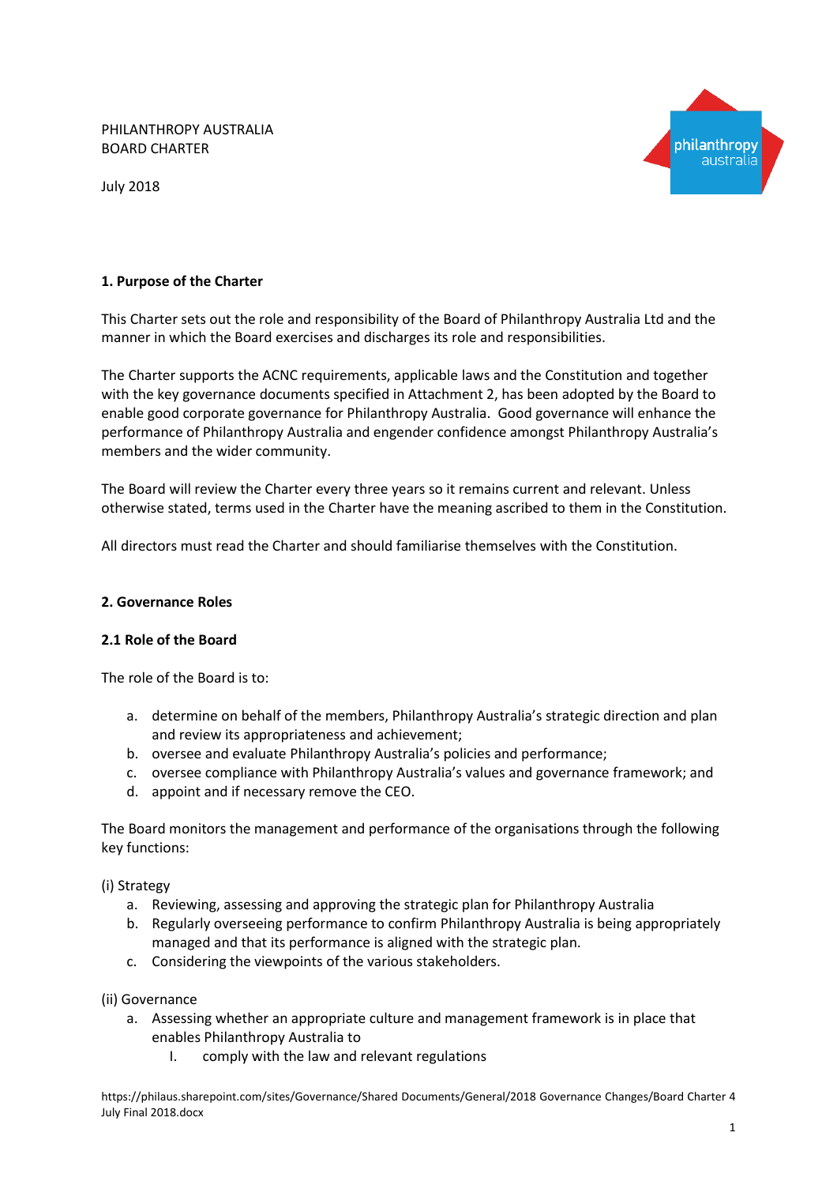PHILANTHROPY AUSTRALIA
BOARD CHARTER

July 2018

### 1. Purpose of the Charter

This Charter sets out the role and responsibility of the Board of Philanthropy Australia Ltd and the manner in which the Board exercises and discharges its role and responsibilities.

The Charter supports the ACNC requirements, applicable laws and the Constitution and together with the key governance documents specified in Attachment 2, has been adopted by the Board to enable good corporate governance for Philanthropy Australia. Good governance will enhance the performance of Philanthropy Australia and engender confidence amongst Philanthropy Australia's members and the wider community.

The Board will review the Charter every three years so it remains current and relevant. Unless otherwise stated, terms used in the Charter have the meaning ascribed to them in the Constitution.

All directors must read the Charter and should familiarise themselves with the Constitution.

### 2. Governance Roles

#### 2.1 Role of the Board

The role of the Board is to:

a. determine on behalf of the members, Philanthropy Australia's strategic direction and plan and review its appropriateness and achievement;
b. oversee and evaluate Philanthropy Australia's policies and performance;
c. oversee compliance with Philanthropy Australia's values and governance framework; and
d. appoint and if necessary remove the CEO.

The Board monitors the management and performance of the organisations through the following key functions:

(i) Strategy

a. Reviewing, assessing and approving the strategic plan for Philanthropy Australia
b. Regularly overseeing performance to confirm Philanthropy Australia is being appropriately managed and that its performance is aligned with the strategic plan.
c. Considering the viewpoints of the various stakeholders.

(ii) Governance

a. Assessing whether an appropriate culture and management framework is in place that enables Philanthropy Australia to
   I. comply with the law and relevant regulations

https://philaus.sharepoint.com/sites/Governance/Shared Documents/General/2018 Governance Changes/Board Charter 4 July Final 2018.docx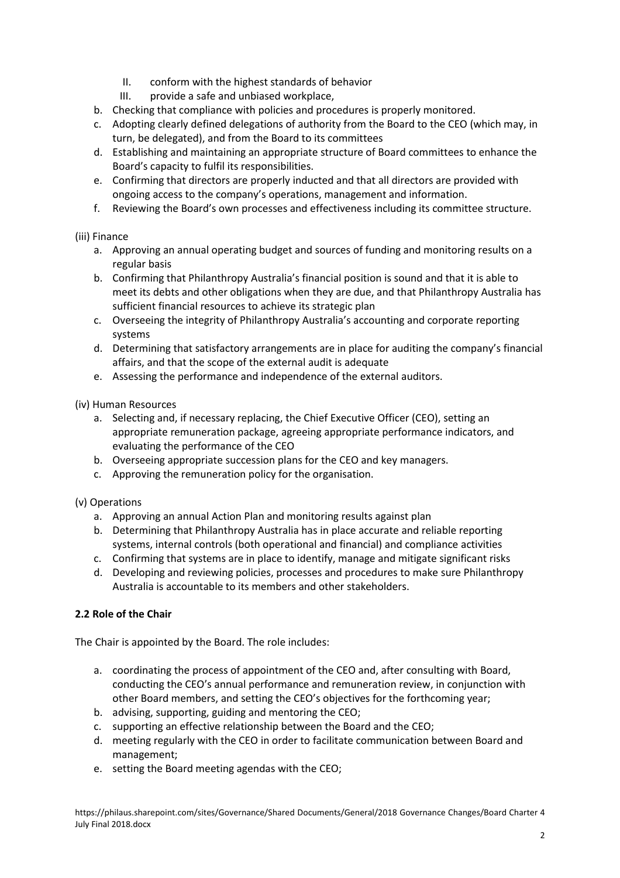- II. conform with the highest standards of behavior
   - III. provide a safe and unbiased workplace,

b. Checking that compliance with policies and procedures is properly monitored.

c. Adopting clearly defined delegations of authority from the Board to the CEO (which may, in turn, be delegated), and from the Board to its committees

d. Establishing and maintaining an appropriate structure of Board committees to enhance the Board's capacity to fulfil its responsibilities.

e. Confirming that directors are properly inducted and that all directors are provided with ongoing access to the company's operations, management and information.

f. Reviewing the Board's own processes and effectiveness including its committee structure.

(iii) Finance

a. Approving an annual operating budget and sources of funding and monitoring results on a regular basis

b. Confirming that Philanthropy Australia's financial position is sound and that it is able to meet its debts and other obligations when they are due, and that Philanthropy Australia has sufficient financial resources to achieve its strategic plan

c. Overseeing the integrity of Philanthropy Australia's accounting and corporate reporting systems

d. Determining that satisfactory arrangements are in place for auditing the company's financial affairs, and that the scope of the external audit is adequate

e. Assessing the performance and independence of the external auditors.

(iv) Human Resources

a. Selecting and, if necessary replacing, the Chief Executive Officer (CEO), setting an appropriate remuneration package, agreeing appropriate performance indicators, and evaluating the performance of the CEO

b. Overseeing appropriate succession plans for the CEO and key managers.

c. Approving the remuneration policy for the organisation.

(v) Operations

a. Approving an annual Action Plan and monitoring results against plan

b. Determining that Philanthropy Australia has in place accurate and reliable reporting systems, internal controls (both operational and financial) and compliance activities

c. Confirming that systems are in place to identify, manage and mitigate significant risks

d. Developing and reviewing policies, processes and procedures to make sure Philanthropy Australia is accountable to its members and other stakeholders.

**2.2 Role of the Chair**

The Chair is appointed by the Board. The role includes:

a. coordinating the process of appointment of the CEO and, after consulting with Board, conducting the CEO's annual performance and remuneration review, in conjunction with other Board members, and setting the CEO's objectives for the forthcoming year;

b. advising, supporting, guiding and mentoring the CEO;

c. supporting an effective relationship between the Board and the CEO;

d. meeting regularly with the CEO in order to facilitate communication between Board and management;

e. setting the Board meeting agendas with the CEO;

https://philaus.sharepoint.com/sites/Governance/Shared Documents/General/2018 Governance Changes/Board Charter 4 July Final 2018.docx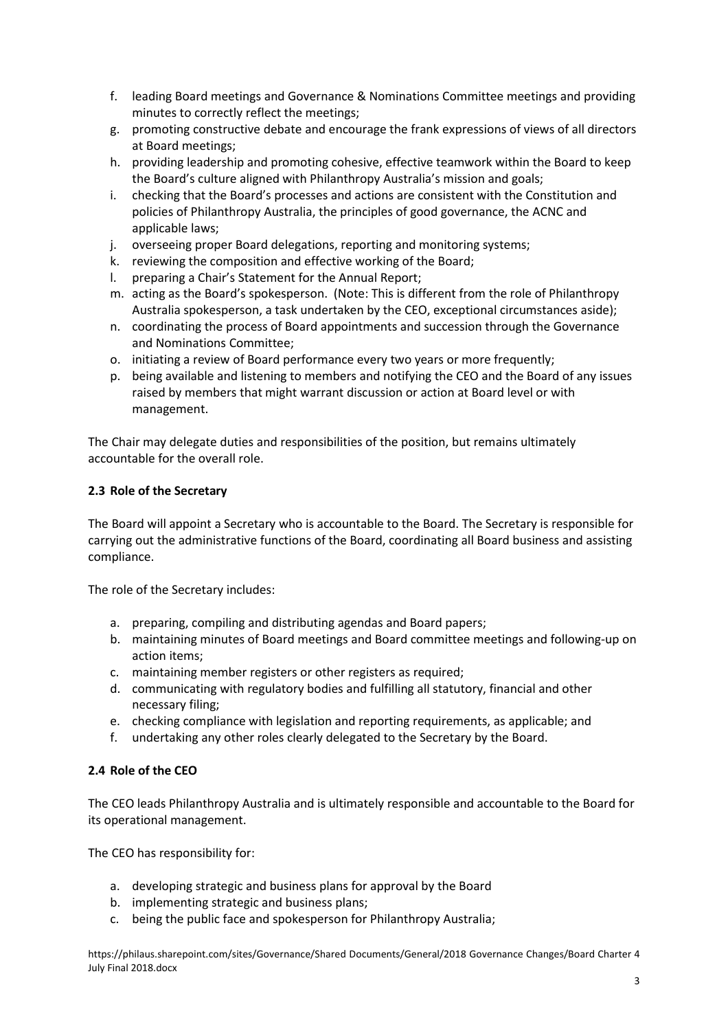f. leading Board meetings and Governance & Nominations Committee meetings and providing minutes to correctly reflect the meetings;
g. promoting constructive debate and encourage the frank expressions of views of all directors at Board meetings;
h. providing leadership and promoting cohesive, effective teamwork within the Board to keep the Board's culture aligned with Philanthropy Australia's mission and goals;
i. checking that the Board's processes and actions are consistent with the Constitution and policies of Philanthropy Australia, the principles of good governance, the ACNC and applicable laws;
j. overseeing proper Board delegations, reporting and monitoring systems;
k. reviewing the composition and effective working of the Board;
l. preparing a Chair's Statement for the Annual Report;
m. acting as the Board's spokesperson. (Note: This is different from the role of Philanthropy Australia spokesperson, a task undertaken by the CEO, exceptional circumstances aside);
n. coordinating the process of Board appointments and succession through the Governance and Nominations Committee;
o. initiating a review of Board performance every two years or more frequently;
p. being available and listening to members and notifying the CEO and the Board of any issues raised by members that might warrant discussion or action at Board level or with management.

The Chair may delegate duties and responsibilities of the position, but remains ultimately accountable for the overall role.

### 2.3 Role of the Secretary

The Board will appoint a Secretary who is accountable to the Board. The Secretary is responsible for carrying out the administrative functions of the Board, coordinating all Board business and assisting compliance.

The role of the Secretary includes:

a. preparing, compiling and distributing agendas and Board papers;
b. maintaining minutes of Board meetings and Board committee meetings and following-up on action items;
c. maintaining member registers or other registers as required;
d. communicating with regulatory bodies and fulfilling all statutory, financial and other necessary filing;
e. checking compliance with legislation and reporting requirements, as applicable; and
f. undertaking any other roles clearly delegated to the Secretary by the Board.

### 2.4 Role of the CEO

The CEO leads Philanthropy Australia and is ultimately responsible and accountable to the Board for its operational management.

The CEO has responsibility for:

a. developing strategic and business plans for approval by the Board
b. implementing strategic and business plans;
c. being the public face and spokesperson for Philanthropy Australia;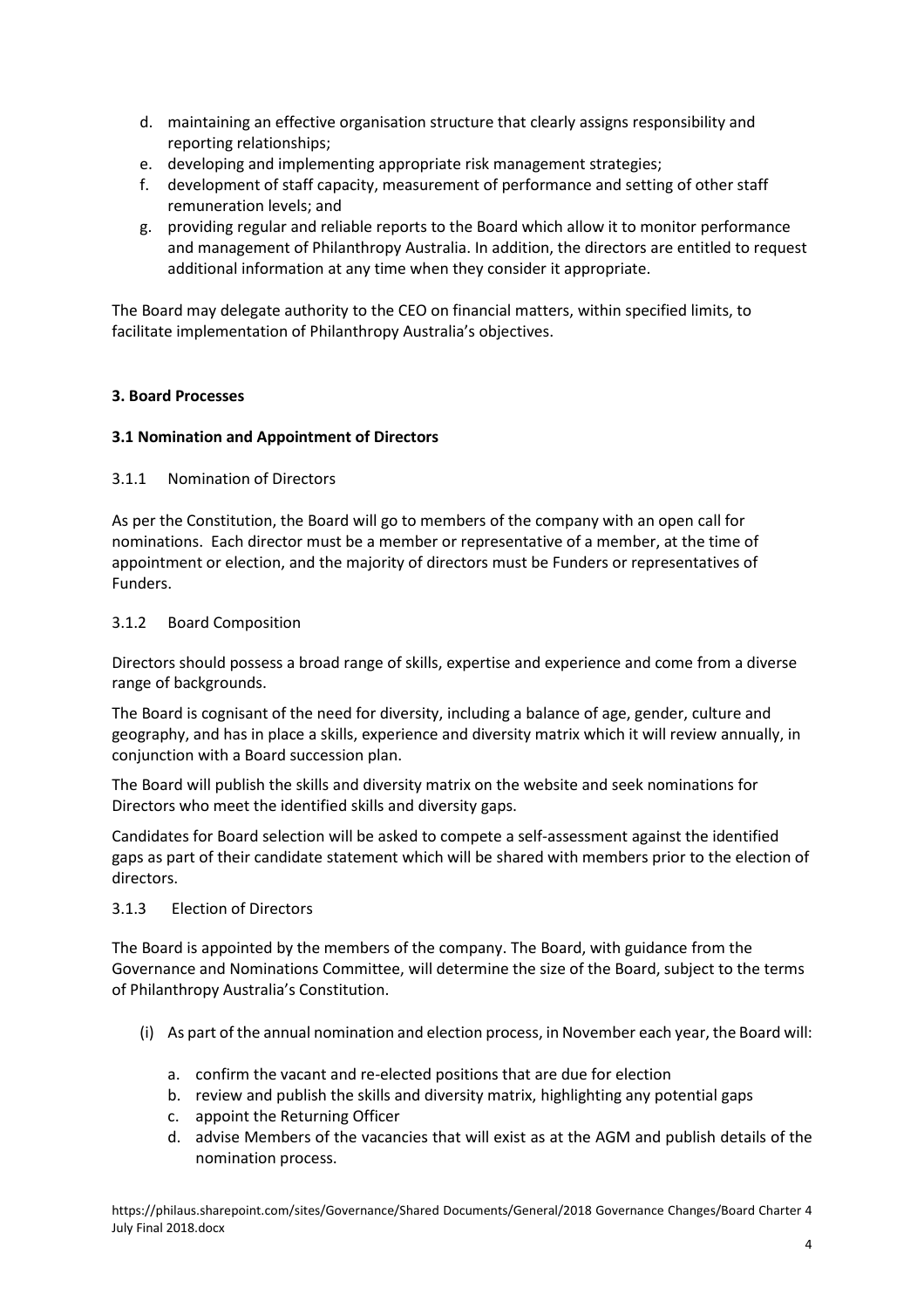d. maintaining an effective organisation structure that clearly assigns responsibility and reporting relationships;
e. developing and implementing appropriate risk management strategies;
f. development of staff capacity, measurement of performance and setting of other staff remuneration levels; and
g. providing regular and reliable reports to the Board which allow it to monitor performance and management of Philanthropy Australia. In addition, the directors are entitled to request additional information at any time when they consider it appropriate.

The Board may delegate authority to the CEO on financial matters, within specified limits, to facilitate implementation of Philanthropy Australia's objectives.

## 3. Board Processes

### 3.1 Nomination and Appointment of Directors

#### 3.1.1 Nomination of Directors

As per the Constitution, the Board will go to members of the company with an open call for nominations. Each director must be a member or representative of a member, at the time of appointment or election, and the majority of directors must be Funders or representatives of Funders.

#### 3.1.2 Board Composition

Directors should possess a broad range of skills, expertise and experience and come from a diverse range of backgrounds.

The Board is cognisant of the need for diversity, including a balance of age, gender, culture and geography, and has in place a skills, experience and diversity matrix which it will review annually, in conjunction with a Board succession plan.

The Board will publish the skills and diversity matrix on the website and seek nominations for Directors who meet the identified skills and diversity gaps.

Candidates for Board selection will be asked to compete a self-assessment against the identified gaps as part of their candidate statement which will be shared with members prior to the election of directors.

#### 3.1.3 Election of Directors

The Board is appointed by the members of the company. The Board, with guidance from the Governance and Nominations Committee, will determine the size of the Board, subject to the terms of Philanthropy Australia's Constitution.

(i) As part of the annual nomination and election process, in November each year, the Board will:

  a. confirm the vacant and re-elected positions that are due for election
  b. review and publish the skills and diversity matrix, highlighting any potential gaps
  c. appoint the Returning Officer
  d. advise Members of the vacancies that will exist as at the AGM and publish details of the nomination process.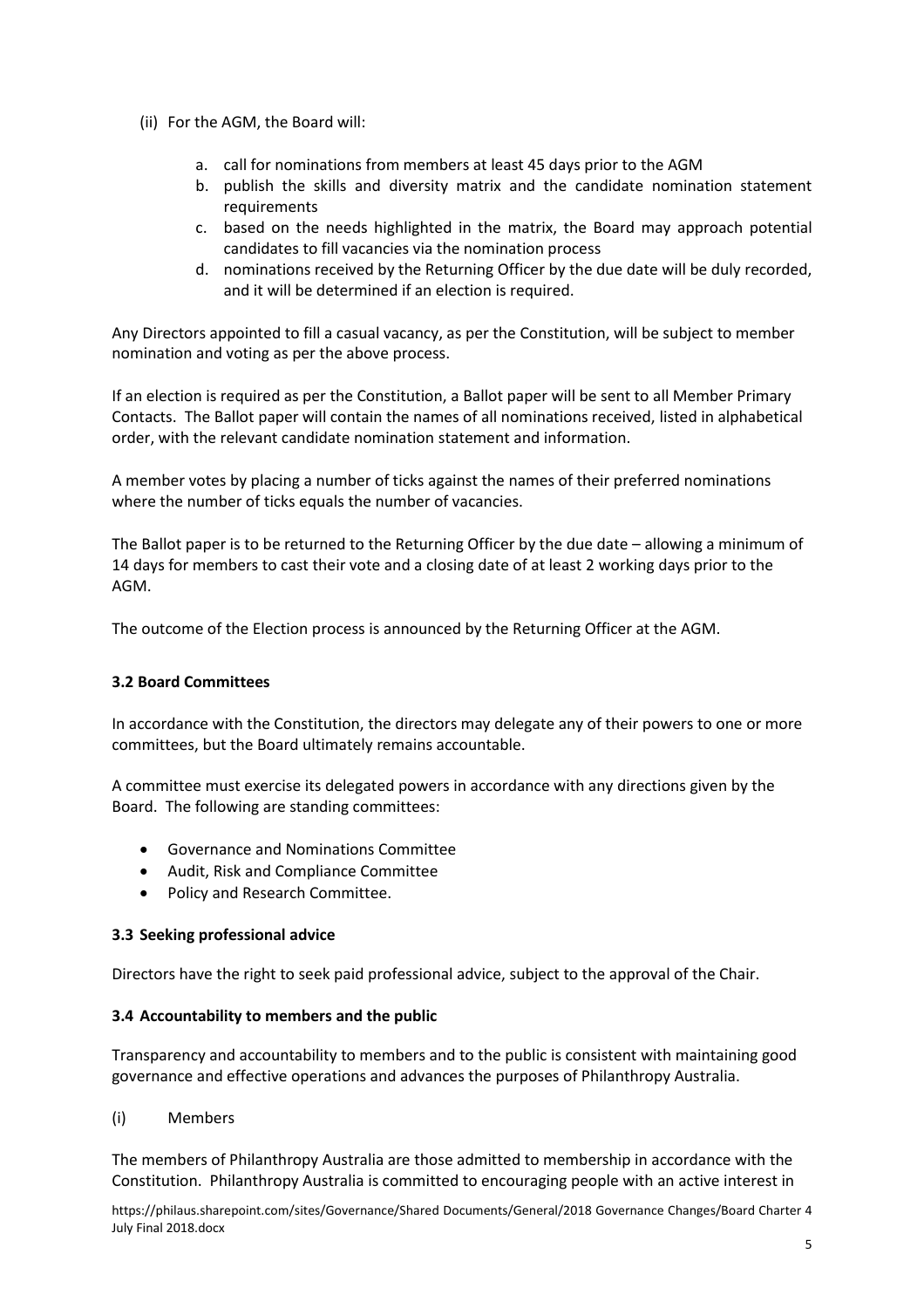(ii) For the AGM, the Board will:

   a. call for nominations from members at least 45 days prior to the AGM
   b. publish the skills and diversity matrix and the candidate nomination statement requirements
   c. based on the needs highlighted in the matrix, the Board may approach potential candidates to fill vacancies via the nomination process
   d. nominations received by the Returning Officer by the due date will be duly recorded, and it will be determined if an election is required.

Any Directors appointed to fill a casual vacancy, as per the Constitution, will be subject to member nomination and voting as per the above process.

If an election is required as per the Constitution, a Ballot paper will be sent to all Member Primary Contacts. The Ballot paper will contain the names of all nominations received, listed in alphabetical order, with the relevant candidate nomination statement and information.

A member votes by placing a number of ticks against the names of their preferred nominations where the number of ticks equals the number of vacancies.

The Ballot paper is to be returned to the Returning Officer by the due date – allowing a minimum of 14 days for members to cast their vote and a closing date of at least 2 working days prior to the AGM.

The outcome of the Election process is announced by the Returning Officer at the AGM.

### 3.2 Board Committees

In accordance with the Constitution, the directors may delegate any of their powers to one or more committees, but the Board ultimately remains accountable.

A committee must exercise its delegated powers in accordance with any directions given by the Board. The following are standing committees:

- Governance and Nominations Committee
- Audit, Risk and Compliance Committee
- Policy and Research Committee.

### 3.3 Seeking professional advice

Directors have the right to seek paid professional advice, subject to the approval of the Chair.

### 3.4 Accountability to members and the public

Transparency and accountability to members and to the public is consistent with maintaining good governance and effective operations and advances the purposes of Philanthropy Australia.

(i) Members

The members of Philanthropy Australia are those admitted to membership in accordance with the Constitution. Philanthropy Australia is committed to encouraging people with an active interest in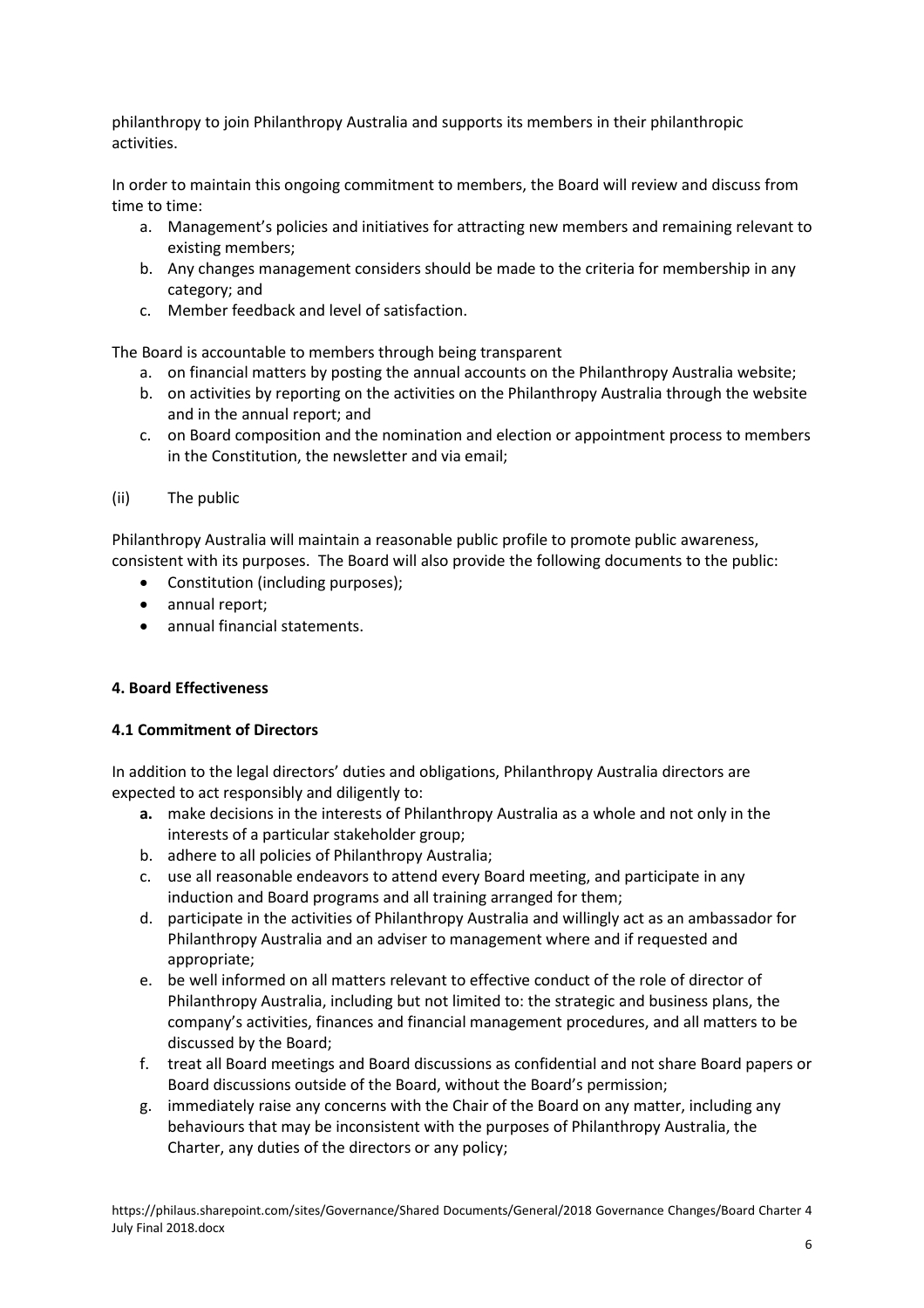philanthropy to join Philanthropy Australia and supports its members in their philanthropic activities.

In order to maintain this ongoing commitment to members, the Board will review and discuss from time to time:

a. Management's policies and initiatives for attracting new members and remaining relevant to existing members;
b. Any changes management considers should be made to the criteria for membership in any category; and
c. Member feedback and level of satisfaction.

The Board is accountable to members through being transparent

a. on financial matters by posting the annual accounts on the Philanthropy Australia website;
b. on activities by reporting on the activities on the Philanthropy Australia through the website and in the annual report; and
c. on Board composition and the nomination and election or appointment process to members in the Constitution, the newsletter and via email;

(ii) The public

Philanthropy Australia will maintain a reasonable public profile to promote public awareness, consistent with its purposes. The Board will also provide the following documents to the public:

- Constitution (including purposes);
- annual report;
- annual financial statements.

### 4. Board Effectiveness

#### 4.1 Commitment of Directors

In addition to the legal directors' duties and obligations, Philanthropy Australia directors are expected to act responsibly and diligently to:

**a.** make decisions in the interests of Philanthropy Australia as a whole and not only in the interests of a particular stakeholder group;
b. adhere to all policies of Philanthropy Australia;
c. use all reasonable endeavors to attend every Board meeting, and participate in any induction and Board programs and all training arranged for them;
d. participate in the activities of Philanthropy Australia and willingly act as an ambassador for Philanthropy Australia and an adviser to management where and if requested and appropriate;
e. be well informed on all matters relevant to effective conduct of the role of director of Philanthropy Australia, including but not limited to: the strategic and business plans, the company's activities, finances and financial management procedures, and all matters to be discussed by the Board;
f. treat all Board meetings and Board discussions as confidential and not share Board papers or Board discussions outside of the Board, without the Board's permission;
g. immediately raise any concerns with the Chair of the Board on any matter, including any behaviours that may be inconsistent with the purposes of Philanthropy Australia, the Charter, any duties of the directors or any policy;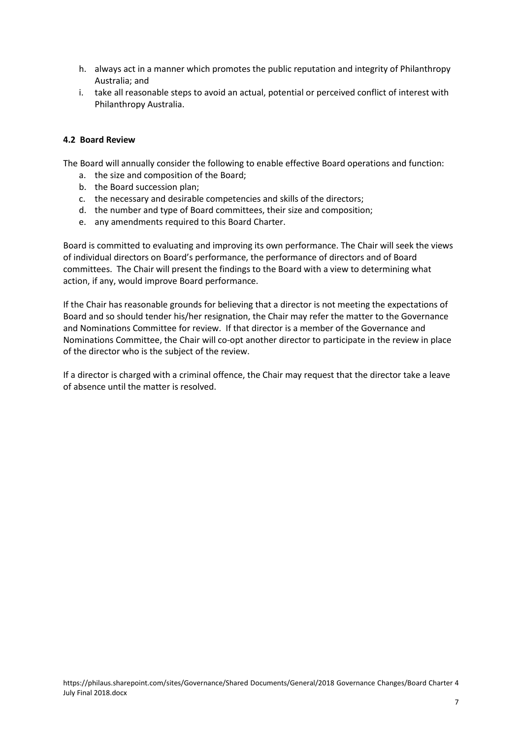h. always act in a manner which promotes the public reputation and integrity of Philanthropy Australia; and
i. take all reasonable steps to avoid an actual, potential or perceived conflict of interest with Philanthropy Australia.

### 4.2 Board Review

The Board will annually consider the following to enable effective Board operations and function:

a. the size and composition of the Board;
b. the Board succession plan;
c. the necessary and desirable competencies and skills of the directors;
d. the number and type of Board committees, their size and composition;
e. any amendments required to this Board Charter.

Board is committed to evaluating and improving its own performance. The Chair will seek the views of individual directors on Board's performance, the performance of directors and of Board committees. The Chair will present the findings to the Board with a view to determining what action, if any, would improve Board performance.

If the Chair has reasonable grounds for believing that a director is not meeting the expectations of Board and so should tender his/her resignation, the Chair may refer the matter to the Governance and Nominations Committee for review. If that director is a member of the Governance and Nominations Committee, the Chair will co-opt another director to participate in the review in place of the director who is the subject of the review.

If a director is charged with a criminal offence, the Chair may request that the director take a leave of absence until the matter is resolved.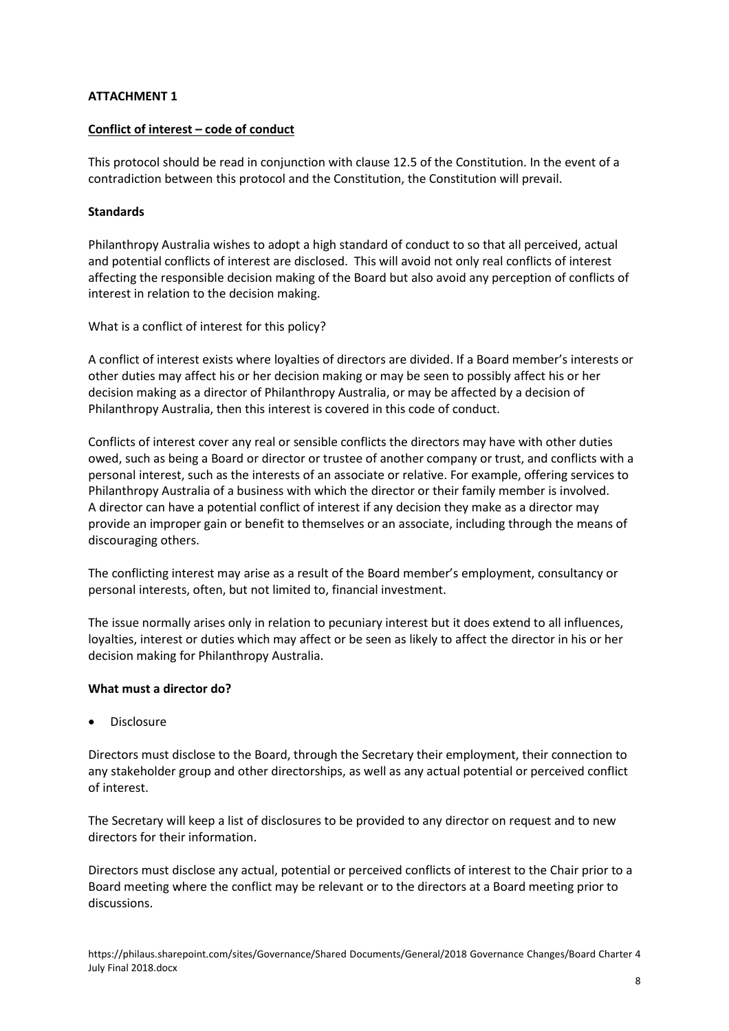**ATTACHMENT 1**

**Conflict of interest – code of conduct**

This protocol should be read in conjunction with clause 12.5 of the Constitution. In the event of a contradiction between this protocol and the Constitution, the Constitution will prevail.

**Standards**

Philanthropy Australia wishes to adopt a high standard of conduct to so that all perceived, actual and potential conflicts of interest are disclosed. This will avoid not only real conflicts of interest affecting the responsible decision making of the Board but also avoid any perception of conflicts of interest in relation to the decision making.

What is a conflict of interest for this policy?

A conflict of interest exists where loyalties of directors are divided. If a Board member's interests or other duties may affect his or her decision making or may be seen to possibly affect his or her decision making as a director of Philanthropy Australia, or may be affected by a decision of Philanthropy Australia, then this interest is covered in this code of conduct.

Conflicts of interest cover any real or sensible conflicts the directors may have with other duties owed, such as being a Board or director or trustee of another company or trust, and conflicts with a personal interest, such as the interests of an associate or relative. For example, offering services to Philanthropy Australia of a business with which the director or their family member is involved. A director can have a potential conflict of interest if any decision they make as a director may provide an improper gain or benefit to themselves or an associate, including through the means of discouraging others.

The conflicting interest may arise as a result of the Board member's employment, consultancy or personal interests, often, but not limited to, financial investment.

The issue normally arises only in relation to pecuniary interest but it does extend to all influences, loyalties, interest or duties which may affect or be seen as likely to affect the director in his or her decision making for Philanthropy Australia.

**What must a director do?**

- Disclosure

Directors must disclose to the Board, through the Secretary their employment, their connection to any stakeholder group and other directorships, as well as any actual potential or perceived conflict of interest.

The Secretary will keep a list of disclosures to be provided to any director on request and to new directors for their information.

Directors must disclose any actual, potential or perceived conflicts of interest to the Chair prior to a Board meeting where the conflict may be relevant or to the directors at a Board meeting prior to discussions.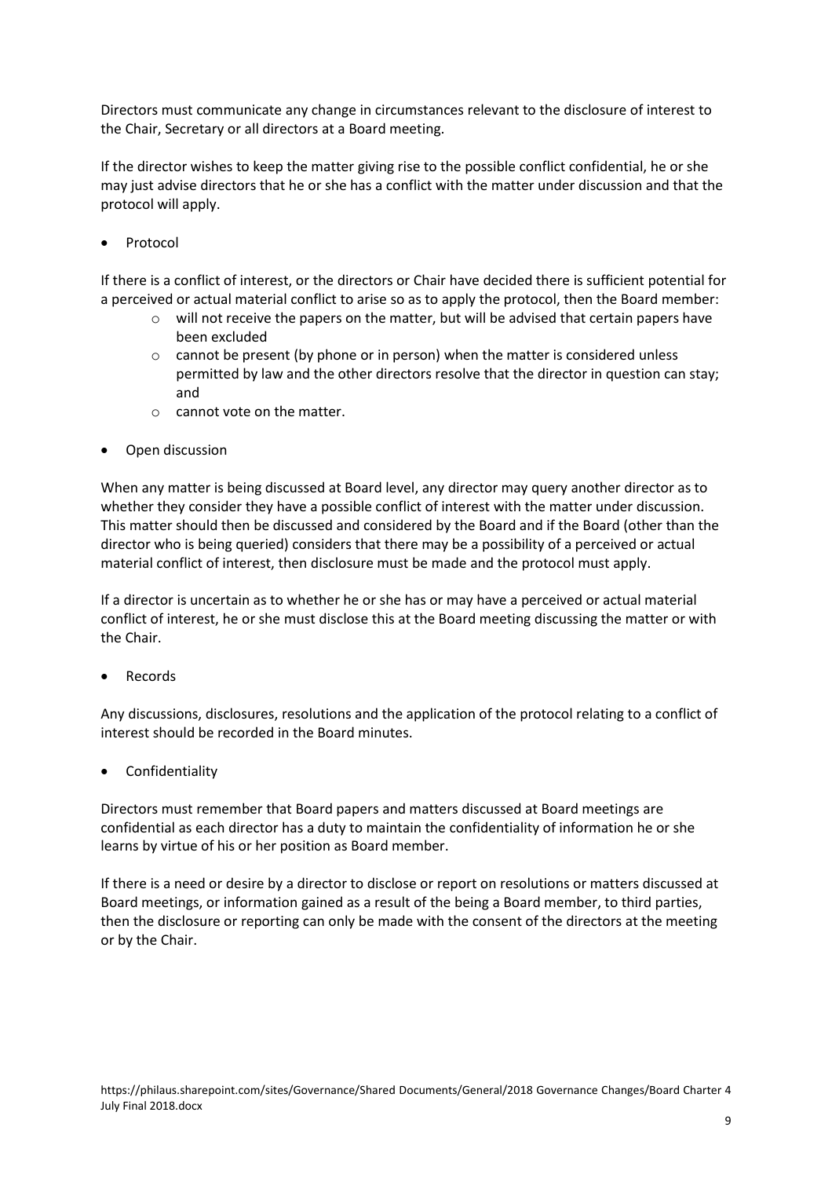Directors must communicate any change in circumstances relevant to the disclosure of interest to the Chair, Secretary or all directors at a Board meeting.

If the director wishes to keep the matter giving rise to the possible conflict confidential, he or she may just advise directors that he or she has a conflict with the matter under discussion and that the protocol will apply.

- Protocol

If there is a conflict of interest, or the directors or Chair have decided there is sufficient potential for a perceived or actual material conflict to arise so as to apply the protocol, then the Board member:

  - will not receive the papers on the matter, but will be advised that certain papers have been excluded
  - cannot be present (by phone or in person) when the matter is considered unless permitted by law and the other directors resolve that the director in question can stay; and
  - cannot vote on the matter.

- Open discussion

When any matter is being discussed at Board level, any director may query another director as to whether they consider they have a possible conflict of interest with the matter under discussion. This matter should then be discussed and considered by the Board and if the Board (other than the director who is being queried) considers that there may be a possibility of a perceived or actual material conflict of interest, then disclosure must be made and the protocol must apply.

If a director is uncertain as to whether he or she has or may have a perceived or actual material conflict of interest, he or she must disclose this at the Board meeting discussing the matter or with the Chair.

- Records

Any discussions, disclosures, resolutions and the application of the protocol relating to a conflict of interest should be recorded in the Board minutes.

- Confidentiality

Directors must remember that Board papers and matters discussed at Board meetings are confidential as each director has a duty to maintain the confidentiality of information he or she learns by virtue of his or her position as Board member.

If there is a need or desire by a director to disclose or report on resolutions or matters discussed at Board meetings, or information gained as a result of the being a Board member, to third parties, then the disclosure or reporting can only be made with the consent of the directors at the meeting or by the Chair.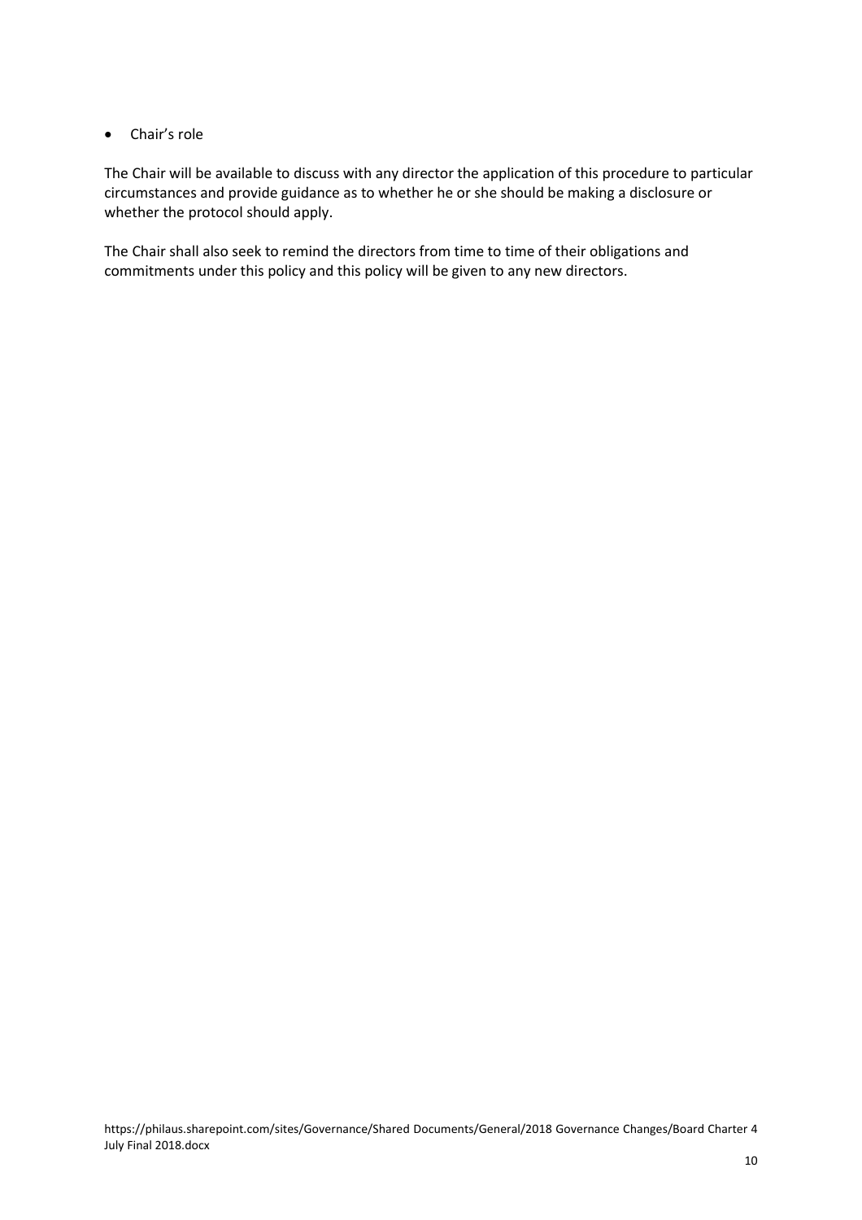- Chair's role

The Chair will be available to discuss with any director the application of this procedure to particular circumstances and provide guidance as to whether he or she should be making a disclosure or whether the protocol should apply.

The Chair shall also seek to remind the directors from time to time of their obligations and commitments under this policy and this policy will be given to any new directors.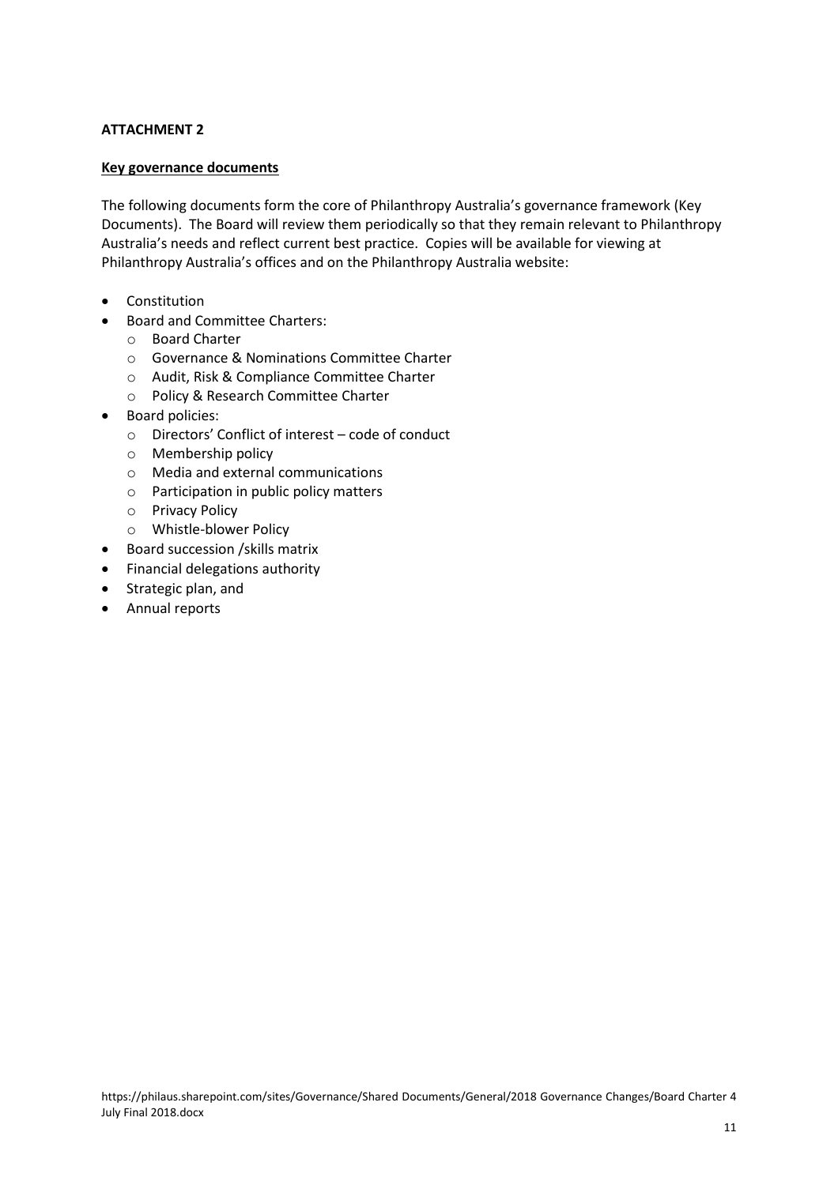**ATTACHMENT 2**

**Key governance documents**

The following documents form the core of Philanthropy Australia's governance framework (Key Documents). The Board will review them periodically so that they remain relevant to Philanthropy Australia's needs and reflect current best practice. Copies will be available for viewing at Philanthropy Australia's offices and on the Philanthropy Australia website:

- Constitution
- Board and Committee Charters:
  - Board Charter
  - Governance & Nominations Committee Charter
  - Audit, Risk & Compliance Committee Charter
  - Policy & Research Committee Charter
- Board policies:
  - Directors' Conflict of interest – code of conduct
  - Membership policy
  - Media and external communications
  - Participation in public policy matters
  - Privacy Policy
  - Whistle-blower Policy
- Board succession /skills matrix
- Financial delegations authority
- Strategic plan, and
- Annual reports